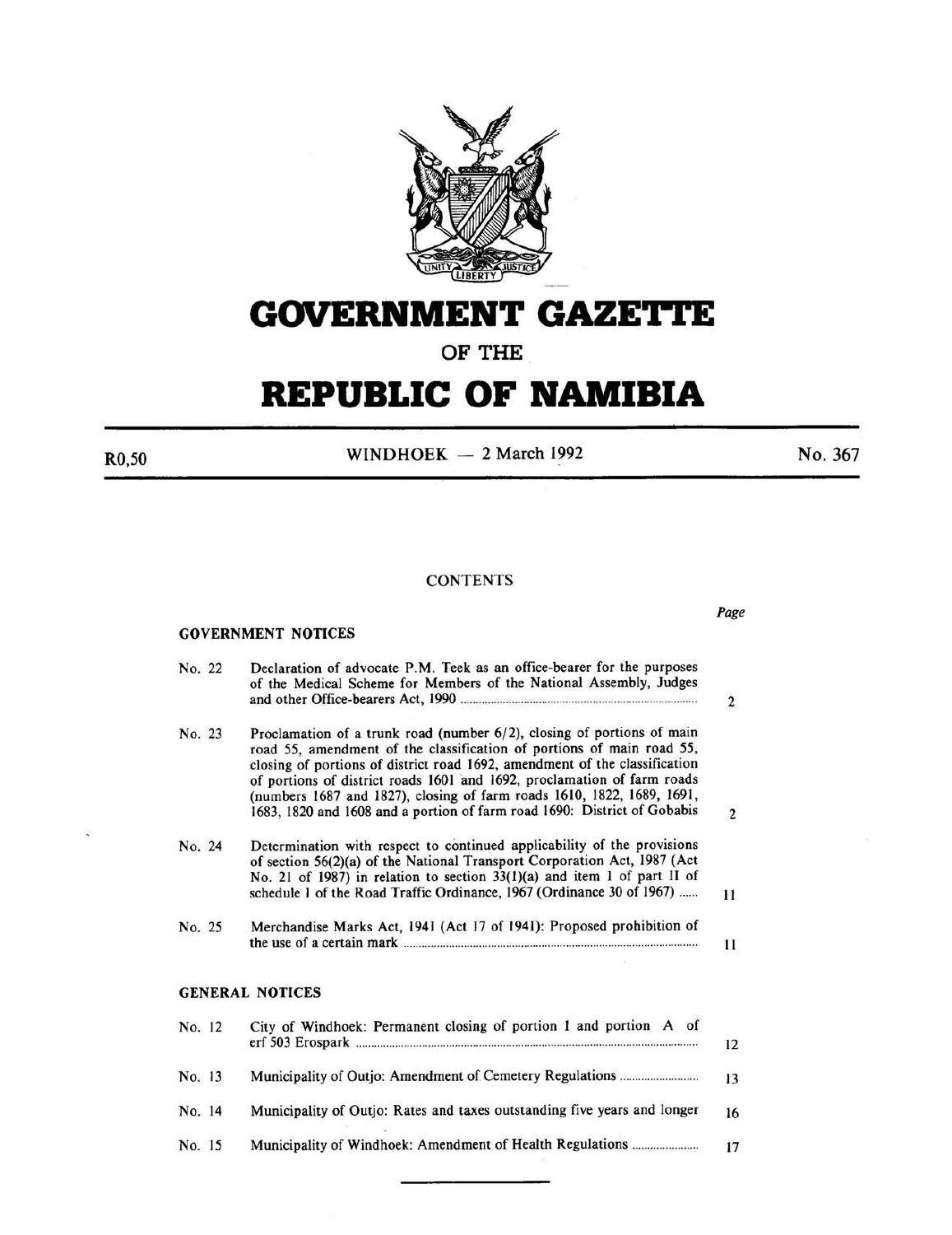# GOVERNMENT GAZETTE

## OF THE

# REPUBLIC OF NAMIBIA

R0,50 WINDHOEK — 2 March 1992 No. 367

## CONTENTS

### GOVERNMENT NOTICES

| | | Page |
|---|---|---|
| No. 22 | Declaration of advocate P.M. Teek as an office-bearer for the purposes of the Medical Scheme for Members of the National Assembly, Judges and other Office-bearers Act, 1990 | 2 |
| No. 23 | Proclamation of a trunk road (number 6/2), closing of portions of main road 55, amendment of the classification of portions of main road 55, closing of portions of district road 1692, amendment of the classification of portions of district roads 1601 and 1692, proclamation of farm roads (numbers 1687 and 1827), closing of farm roads 1610, 1822, 1689, 1691, 1683, 1820 and 1608 and a portion of farm road 1690: District of Gobabis | 2 |
| No. 24 | Determination with respect to continued applicability of the provisions of section 56(2)(a) of the National Transport Corporation Act, 1987 (Act No. 21 of 1987) in relation to section 33(1)(a) and item 1 of part II of schedule 1 of the Road Traffic Ordinance, 1967 (Ordinance 30 of 1967) | 11 |
| No. 25 | Merchandise Marks Act, 1941 (Act 17 of 1941): Proposed prohibition of the use of a certain mark | 11 |

### GENERAL NOTICES

| | | |
|---|---|---|
| No. 12 | City of Windhoek: Permanent closing of portion 1 and portion A of erf 503 Erospark | 12 |
| No. 13 | Municipality of Outjo: Amendment of Cemetery Regulations | 13 |
| No. 14 | Municipality of Outjo: Rates and taxes outstanding five years and longer | 16 |
| No. 15 | Municipality of Windhoek: Amendment of Health Regulations | 17 |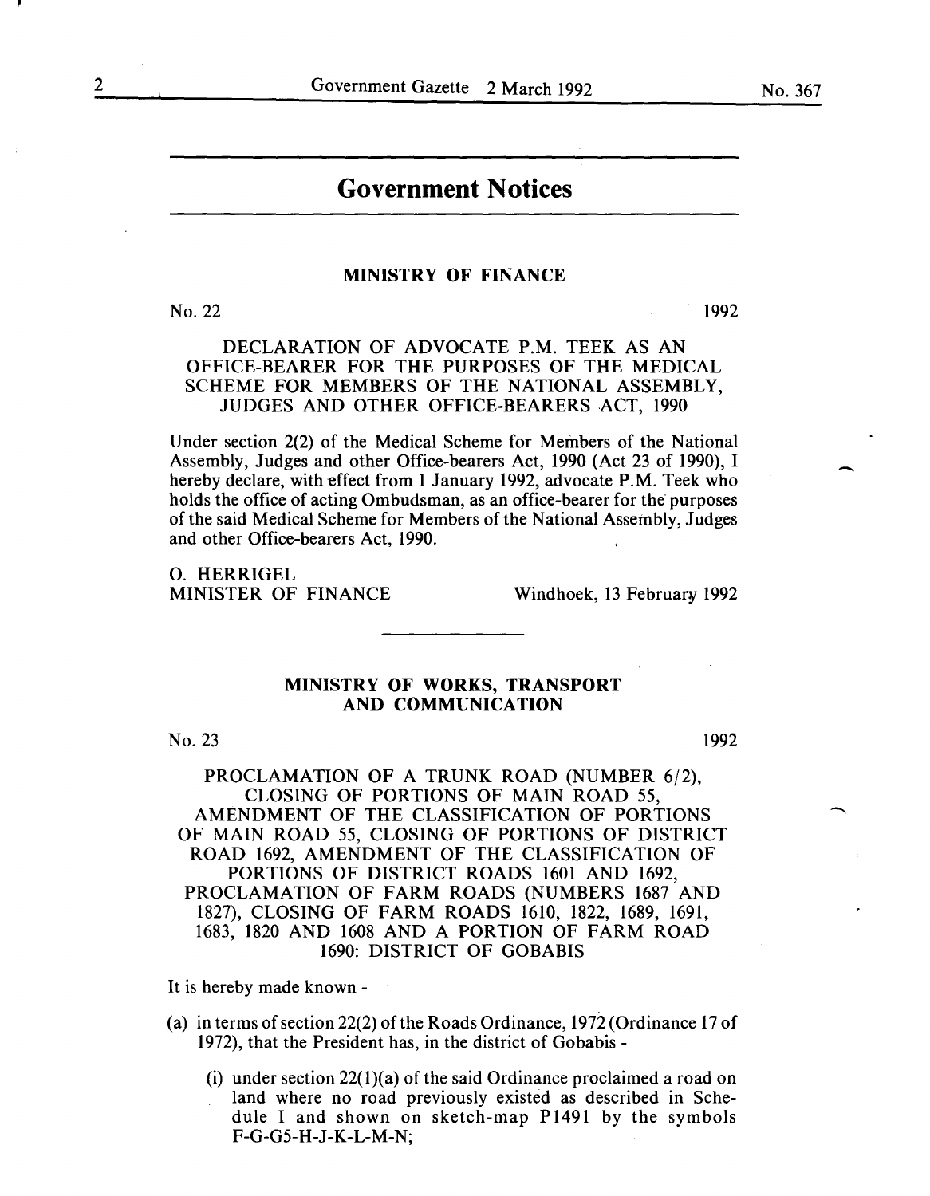# Government Notices

## MINISTRY OF FINANCE

No. 22 1992

### DECLARATION OF ADVOCATE P.M. TEEK AS AN OFFICE-BEARER FOR THE PURPOSES OF THE MEDICAL SCHEME FOR MEMBERS OF THE NATIONAL ASSEMBLY, JUDGES AND OTHER OFFICE-BEARERS ACT, 1990

Under section 2(2) of the Medical Scheme for Members of the National Assembly, Judges and other Office-bearers Act, 1990 (Act 23 of 1990), I hereby declare, with effect from 1 January 1992, advocate P.M. Teek who holds the office of acting Ombudsman, as an office-bearer for the purposes of the said Medical Scheme for Members of the National Assembly, Judges and other Office-bearers Act, 1990.

O. HERRIGEL
MINISTER OF FINANCE

Windhoek, 13 February 1992

---

## MINISTRY OF WORKS, TRANSPORT AND COMMUNICATION

No. 23 1992

### PROCLAMATION OF A TRUNK ROAD (NUMBER 6/2), CLOSING OF PORTIONS OF MAIN ROAD 55, AMENDMENT OF THE CLASSIFICATION OF PORTIONS OF MAIN ROAD 55, CLOSING OF PORTIONS OF DISTRICT ROAD 1692, AMENDMENT OF THE CLASSIFICATION OF PORTIONS OF DISTRICT ROADS 1601 AND 1692, PROCLAMATION OF FARM ROADS (NUMBERS 1687 AND 1827), CLOSING OF FARM ROADS 1610, 1822, 1689, 1691, 1683, 1820 AND 1608 AND A PORTION OF FARM ROAD 1690: DISTRICT OF GOBABIS

It is hereby made known -

(a) in terms of section 22(2) of the Roads Ordinance, 1972 (Ordinance 17 of 1972), that the President has, in the district of Gobabis -

(i) under section 22(1)(a) of the said Ordinance proclaimed a road on land where no road previously existed as described in Schedule I and shown on sketch-map P1491 by the symbols F-G-G5-H-J-K-L-M-N;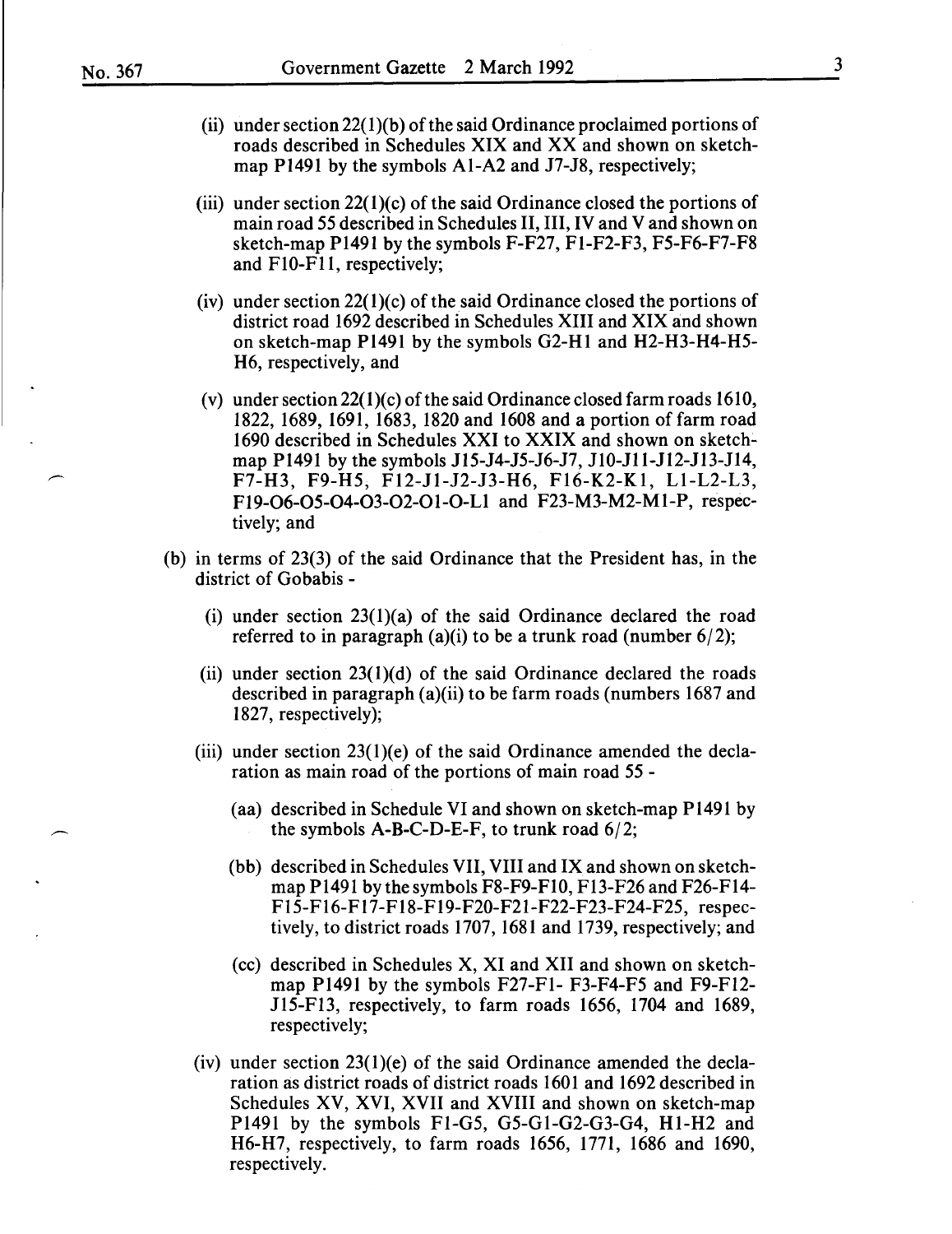(ii) under section 22(1)(b) of the said Ordinance proclaimed portions of roads described in Schedules XIX and XX and shown on sketch-map P1491 by the symbols A1-A2 and J7-J8, respectively;

(iii) under section 22(1)(c) of the said Ordinance closed the portions of main road 55 described in Schedules II, III, IV and V and shown on sketch-map P1491 by the symbols F-F27, F1-F2-F3, F5-F6-F7-F8 and F10-F11, respectively;

(iv) under section 22(1)(c) of the said Ordinance closed the portions of district road 1692 described in Schedules XIII and XIX and shown on sketch-map P1491 by the symbols G2-H1 and H2-H3-H4-H5-H6, respectively, and

(v) under section 22(1)(c) of the said Ordinance closed farm roads 1610, 1822, 1689, 1691, 1683, 1820 and 1608 and a portion of farm road 1690 described in Schedules XXI to XXIX and shown on sketch-map P1491 by the symbols J15-J4-J5-J6-J7, J10-J11-J12-J13-J14, F7-H3, F9-H5, F12-J1-J2-J3-H6, F16-K2-K1, L1-L2-L3, F19-O6-O5-O4-O3-O2-O1-O-L1 and F23-M3-M2-M1-P, respectively; and

(b) in terms of 23(3) of the said Ordinance that the President has, in the district of Gobabis -

(i) under section 23(1)(a) of the said Ordinance declared the road referred to in paragraph (a)(i) to be a trunk road (number 6/2);

(ii) under section 23(1)(d) of the said Ordinance declared the roads described in paragraph (a)(ii) to be farm roads (numbers 1687 and 1827, respectively);

(iii) under section 23(1)(e) of the said Ordinance amended the declaration as main road of the portions of main road 55 -

(aa) described in Schedule VI and shown on sketch-map P1491 by the symbols A-B-C-D-E-F, to trunk road 6/2;

(bb) described in Schedules VII, VIII and IX and shown on sketch-map P1491 by the symbols F8-F9-F10, F13-F26 and F26-F14-F15-F16-F17-F18-F19-F20-F21-F22-F23-F24-F25, respectively, to district roads 1707, 1681 and 1739, respectively; and

(cc) described in Schedules X, XI and XII and shown on sketch-map P1491 by the symbols F27-F1- F3-F4-F5 and F9-F12-J15-F13, respectively, to farm roads 1656, 1704 and 1689, respectively;

(iv) under section 23(1)(e) of the said Ordinance amended the declaration as district roads of district roads 1601 and 1692 described in Schedules XV, XVI, XVII and XVIII and shown on sketch-map P1491 by the symbols F1-G5, G5-G1-G2-G3-G4, H1-H2 and H6-H7, respectively, to farm roads 1656, 1771, 1686 and 1690, respectively.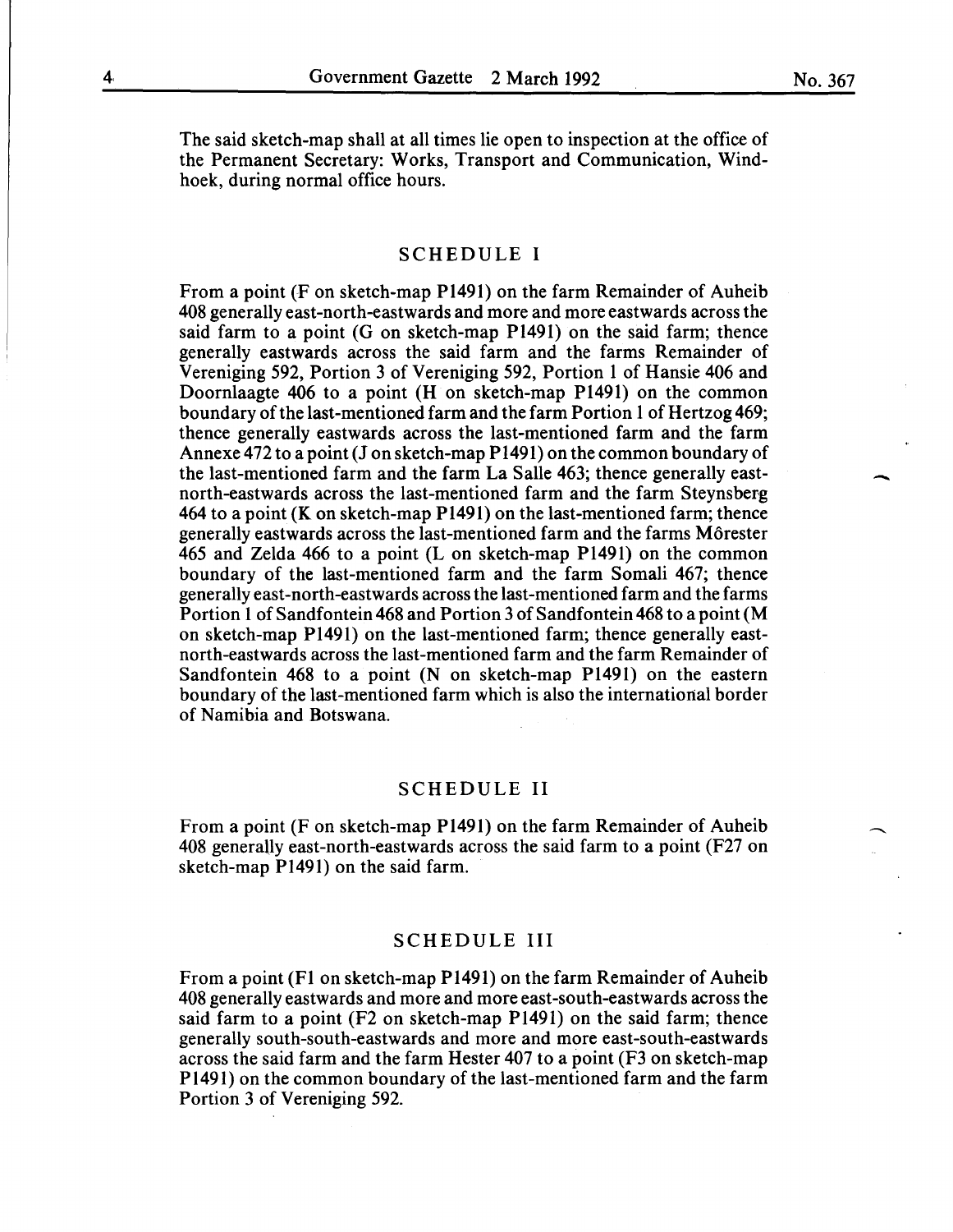The said sketch-map shall at all times lie open to inspection at the office of the Permanent Secretary: Works, Transport and Communication, Windhoek, during normal office hours.

## SCHEDULE I

From a point (F on sketch-map P1491) on the farm Remainder of Auheib 408 generally east-north-eastwards and more and more eastwards across the said farm to a point (G on sketch-map P1491) on the said farm; thence generally eastwards across the said farm and the farms Remainder of Vereniging 592, Portion 3 of Vereniging 592, Portion 1 of Hansie 406 and Doornlaagte 406 to a point (H on sketch-map P1491) on the common boundary of the last-mentioned farm and the farm Portion 1 of Hertzog 469; thence generally eastwards across the last-mentioned farm and the farm Annexe 472 to a point (J on sketch-map P1491) on the common boundary of the last-mentioned farm and the farm La Salle 463; thence generally east-north-eastwards across the last-mentioned farm and the farm Steynsberg 464 to a point (K on sketch-map P1491) on the last-mentioned farm; thence generally eastwards across the last-mentioned farm and the farms Môrester 465 and Zelda 466 to a point (L on sketch-map P1491) on the common boundary of the last-mentioned farm and the farm Somali 467; thence generally east-north-eastwards across the last-mentioned farm and the farms Portion 1 of Sandfontein 468 and Portion 3 of Sandfontein 468 to a point (M on sketch-map P1491) on the last-mentioned farm; thence generally east-north-eastwards across the last-mentioned farm and the farm Remainder of Sandfontein 468 to a point (N on sketch-map P1491) on the eastern boundary of the last-mentioned farm which is also the international border of Namibia and Botswana.

## SCHEDULE II

From a point (F on sketch-map P1491) on the farm Remainder of Auheib 408 generally east-north-eastwards across the said farm to a point (F27 on sketch-map P1491) on the said farm.

## SCHEDULE III

From a point (F1 on sketch-map P1491) on the farm Remainder of Auheib 408 generally eastwards and more and more east-south-eastwards across the said farm to a point (F2 on sketch-map P1491) on the said farm; thence generally south-south-eastwards and more and more east-south-eastwards across the said farm and the farm Hester 407 to a point (F3 on sketch-map P1491) on the common boundary of the last-mentioned farm and the farm Portion 3 of Vereniging 592.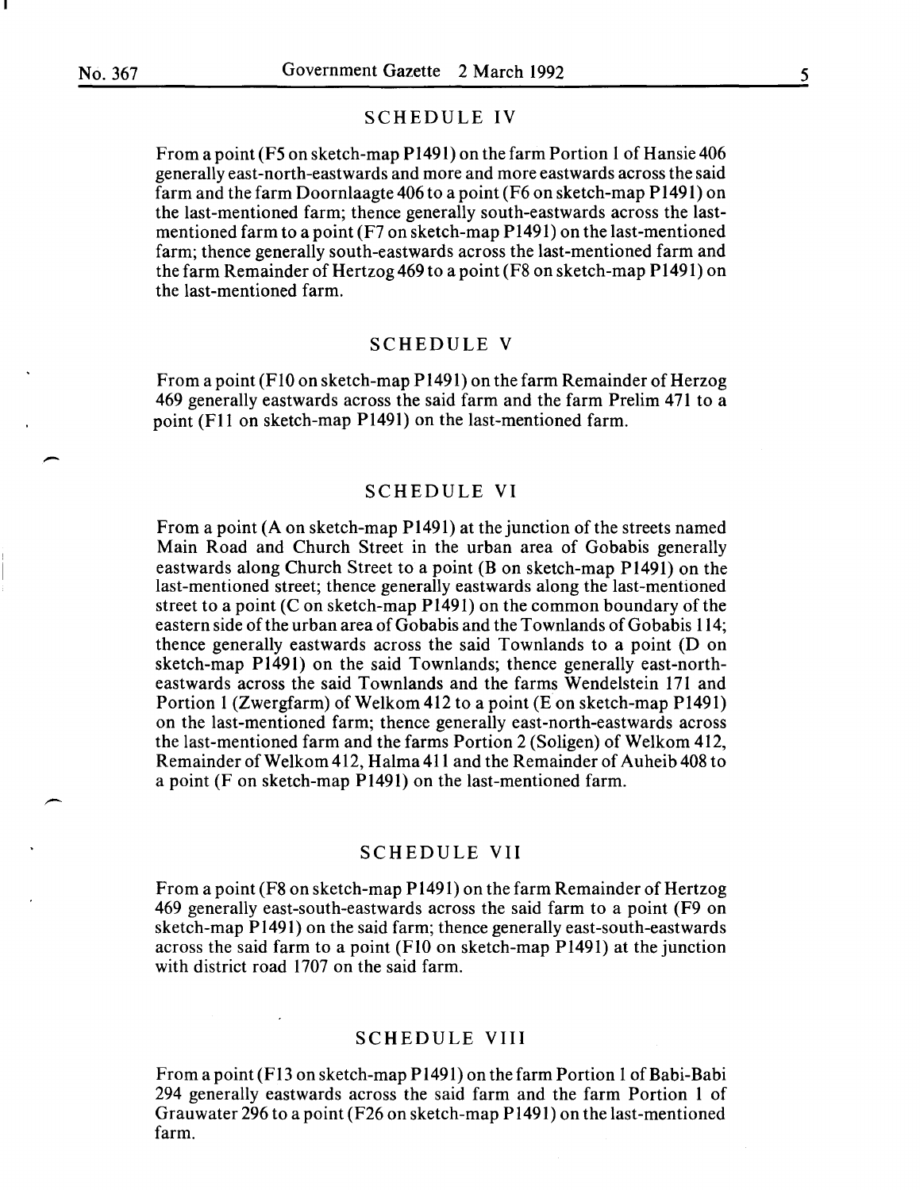## SCHEDULE IV

From a point (F5 on sketch-map P1491) on the farm Portion 1 of Hansie 406 generally east-north-eastwards and more and more eastwards across the said farm and the farm Doornlaagte 406 to a point (F6 on sketch-map P1491) on the last-mentioned farm; thence generally south-eastwards across the last-mentioned farm to a point (F7 on sketch-map P1491) on the last-mentioned farm; thence generally south-eastwards across the last-mentioned farm and the farm Remainder of Hertzog 469 to a point (F8 on sketch-map P1491) on the last-mentioned farm.

## SCHEDULE V

From a point (F10 on sketch-map P1491) on the farm Remainder of Herzog 469 generally eastwards across the said farm and the farm Prelim 471 to a point (F11 on sketch-map P1491) on the last-mentioned farm.

## SCHEDULE VI

From a point (A on sketch-map P1491) at the junction of the streets named Main Road and Church Street in the urban area of Gobabis generally eastwards along Church Street to a point (B on sketch-map P1491) on the last-mentioned street; thence generally eastwards along the last-mentioned street to a point (C on sketch-map P1491) on the common boundary of the eastern side of the urban area of Gobabis and the Townlands of Gobabis 114; thence generally eastwards across the said Townlands to a point (D on sketch-map P1491) on the said Townlands; thence generally east-north-eastwards across the said Townlands and the farms Wendelstein 171 and Portion 1 (Zwergfarm) of Welkom 412 to a point (E on sketch-map P1491) on the last-mentioned farm; thence generally east-north-eastwards across the last-mentioned farm and the farms Portion 2 (Soligen) of Welkom 412, Remainder of Welkom 412, Halma 411 and the Remainder of Auheib 408 to a point (F on sketch-map P1491) on the last-mentioned farm.

## SCHEDULE VII

From a point (F8 on sketch-map P1491) on the farm Remainder of Hertzog 469 generally east-south-eastwards across the said farm to a point (F9 on sketch-map P1491) on the said farm; thence generally east-south-eastwards across the said farm to a point (F10 on sketch-map P1491) at the junction with district road 1707 on the said farm.

## SCHEDULE VIII

From a point (F13 on sketch-map P1491) on the farm Portion 1 of Babi-Babi 294 generally eastwards across the said farm and the farm Portion 1 of Grauwater 296 to a point (F26 on sketch-map P1491) on the last-mentioned farm.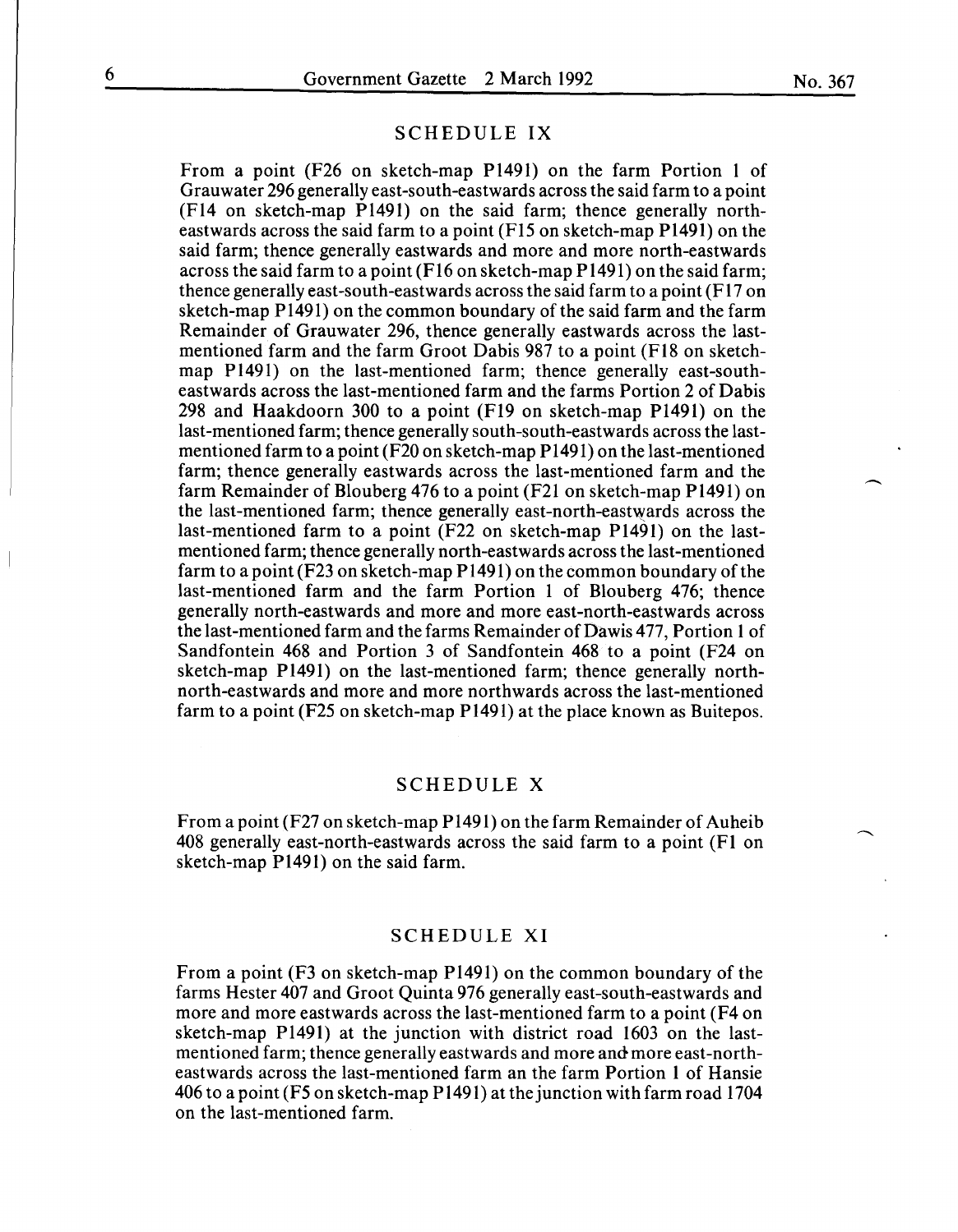## SCHEDULE IX

From a point (F26 on sketch-map P1491) on the farm Portion 1 of Grauwater 296 generally east-south-eastwards across the said farm to a point (F14 on sketch-map P1491) on the said farm; thence generally north-eastwards across the said farm to a point (F15 on sketch-map P1491) on the said farm; thence generally eastwards and more and more north-eastwards across the said farm to a point (F16 on sketch-map P1491) on the said farm; thence generally east-south-eastwards across the said farm to a point (F17 on sketch-map P1491) on the common boundary of the said farm and the farm Remainder of Grauwater 296, thence generally eastwards across the last-mentioned farm and the farm Groot Dabis 987 to a point (F18 on sketch-map P1491) on the last-mentioned farm; thence generally east-south-eastwards across the last-mentioned farm and the farms Portion 2 of Dabis 298 and Haakdoorn 300 to a point (F19 on sketch-map P1491) on the last-mentioned farm; thence generally south-south-eastwards across the last-mentioned farm to a point (F20 on sketch-map P1491) on the last-mentioned farm; thence generally eastwards across the last-mentioned farm and the farm Remainder of Blouberg 476 to a point (F21 on sketch-map P1491) on the last-mentioned farm; thence generally east-north-eastwards across the last-mentioned farm to a point (F22 on sketch-map P1491) on the last-mentioned farm; thence generally north-eastwards across the last-mentioned farm to a point (F23 on sketch-map P1491) on the common boundary of the last-mentioned farm and the farm Portion 1 of Blouberg 476; thence generally north-eastwards and more and more east-north-eastwards across the last-mentioned farm and the farms Remainder of Dawis 477, Portion 1 of Sandfontein 468 and Portion 3 of Sandfontein 468 to a point (F24 on sketch-map P1491) on the last-mentioned farm; thence generally north-north-eastwards and more and more northwards across the last-mentioned farm to a point (F25 on sketch-map P1491) at the place known as Buitepos.

## SCHEDULE X

From a point (F27 on sketch-map P1491) on the farm Remainder of Auheib 408 generally east-north-eastwards across the said farm to a point (F1 on sketch-map P1491) on the said farm.

## SCHEDULE XI

From a point (F3 on sketch-map P1491) on the common boundary of the farms Hester 407 and Groot Quinta 976 generally east-south-eastwards and more and more eastwards across the last-mentioned farm to a point (F4 on sketch-map P1491) at the junction with district road 1603 on the last-mentioned farm; thence generally eastwards and more and more east-north-eastwards across the last-mentioned farm an the farm Portion 1 of Hansie 406 to a point (F5 on sketch-map P1491) at the junction with farm road 1704 on the last-mentioned farm.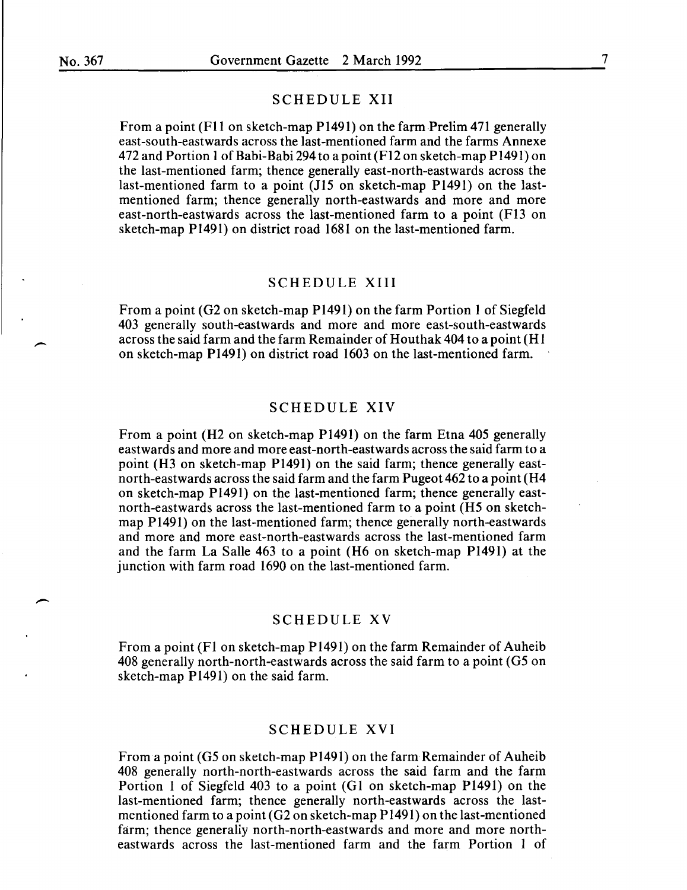## SCHEDULE XII

From a point (F11 on sketch-map P1491) on the farm Prelim 471 generally east-south-eastwards across the last-mentioned farm and the farms Annexe 472 and Portion 1 of Babi-Babi 294 to a point (F12 on sketch-map P1491) on the last-mentioned farm; thence generally east-north-eastwards across the last-mentioned farm to a point (J15 on sketch-map P1491) on the last-mentioned farm; thence generally north-eastwards and more and more east-north-eastwards across the last-mentioned farm to a point (F13 on sketch-map P1491) on district road 1681 on the last-mentioned farm.

## SCHEDULE XIII

From a point (G2 on sketch-map P1491) on the farm Portion 1 of Siegfeld 403 generally south-eastwards and more and more east-south-eastwards across the said farm and the farm Remainder of Houthak 404 to a point (H1 on sketch-map P1491) on district road 1603 on the last-mentioned farm.

## SCHEDULE XIV

From a point (H2 on sketch-map P1491) on the farm Etna 405 generally eastwards and more and more east-north-eastwards across the said farm to a point (H3 on sketch-map P1491) on the said farm; thence generally east-north-eastwards across the said farm and the farm Pugeot 462 to a point (H4 on sketch-map P1491) on the last-mentioned farm; thence generally east-north-eastwards across the last-mentioned farm to a point (H5 on sketch-map P1491) on the last-mentioned farm; thence generally north-eastwards and more and more east-north-eastwards across the last-mentioned farm and the farm La Salle 463 to a point (H6 on sketch-map P1491) at the junction with farm road 1690 on the last-mentioned farm.

## SCHEDULE XV

From a point (F1 on sketch-map P1491) on the farm Remainder of Auheib 408 generally north-north-eastwards across the said farm to a point (G5 on sketch-map P1491) on the said farm.

## SCHEDULE XVI

From a point (G5 on sketch-map P1491) on the farm Remainder of Auheib 408 generally north-north-eastwards across the said farm and the farm Portion 1 of Siegfeld 403 to a point (G1 on sketch-map P1491) on the last-mentioned farm; thence generally north-eastwards across the last-mentioned farm to a point (G2 on sketch-map P1491) on the last-mentioned farm; thence generally north-north-eastwards and more and more north-eastwards across the last-mentioned farm and the farm Portion 1 of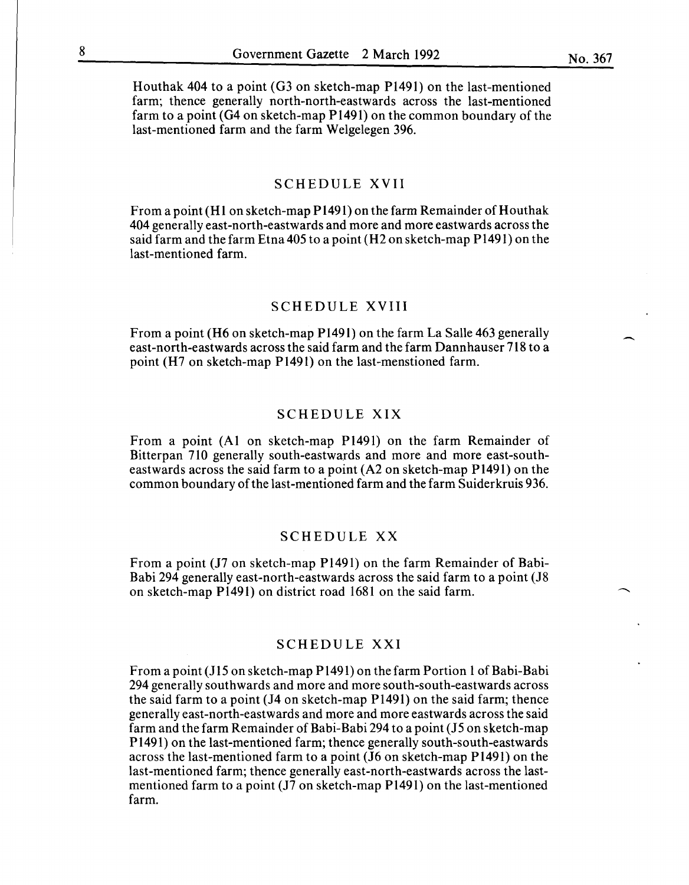Houthak 404 to a point (G3 on sketch-map P1491) on the last-mentioned farm; thence generally north-north-eastwards across the last-mentioned farm to a point (G4 on sketch-map P1491) on the common boundary of the last-mentioned farm and the farm Welgelegen 396.

## SCHEDULE XVII

From a point (H1 on sketch-map P1491) on the farm Remainder of Houthak 404 generally east-north-eastwards and more and more eastwards across the said farm and the farm Etna 405 to a point (H2 on sketch-map P1491) on the last-mentioned farm.

## SCHEDULE XVIII

From a point (H6 on sketch-map P1491) on the farm La Salle 463 generally east-north-eastwards across the said farm and the farm Dannhauser 718 to a point (H7 on sketch-map P1491) on the last-menstioned farm.

## SCHEDULE XIX

From a point (A1 on sketch-map P1491) on the farm Remainder of Bitterpan 710 generally south-eastwards and more and more east-south-eastwards across the said farm to a point (A2 on sketch-map P1491) on the common boundary of the last-mentioned farm and the farm Suiderkruis 936.

## SCHEDULE XX

From a point (J7 on sketch-map P1491) on the farm Remainder of Babi-Babi 294 generally east-north-eastwards across the said farm to a point (J8 on sketch-map P1491) on district road 1681 on the said farm.

## SCHEDULE XXI

From a point (J15 on sketch-map P1491) on the farm Portion 1 of Babi-Babi 294 generally southwards and more and more south-south-eastwards across the said farm to a point (J4 on sketch-map P1491) on the said farm; thence generally east-north-eastwards and more and more eastwards across the said farm and the farm Remainder of Babi-Babi 294 to a point (J5 on sketch-map P1491) on the last-mentioned farm; thence generally south-south-eastwards across the last-mentioned farm to a point (J6 on sketch-map P1491) on the last-mentioned farm; thence generally east-north-eastwards across the last-mentioned farm to a point (J7 on sketch-map P1491) on the last-mentioned farm.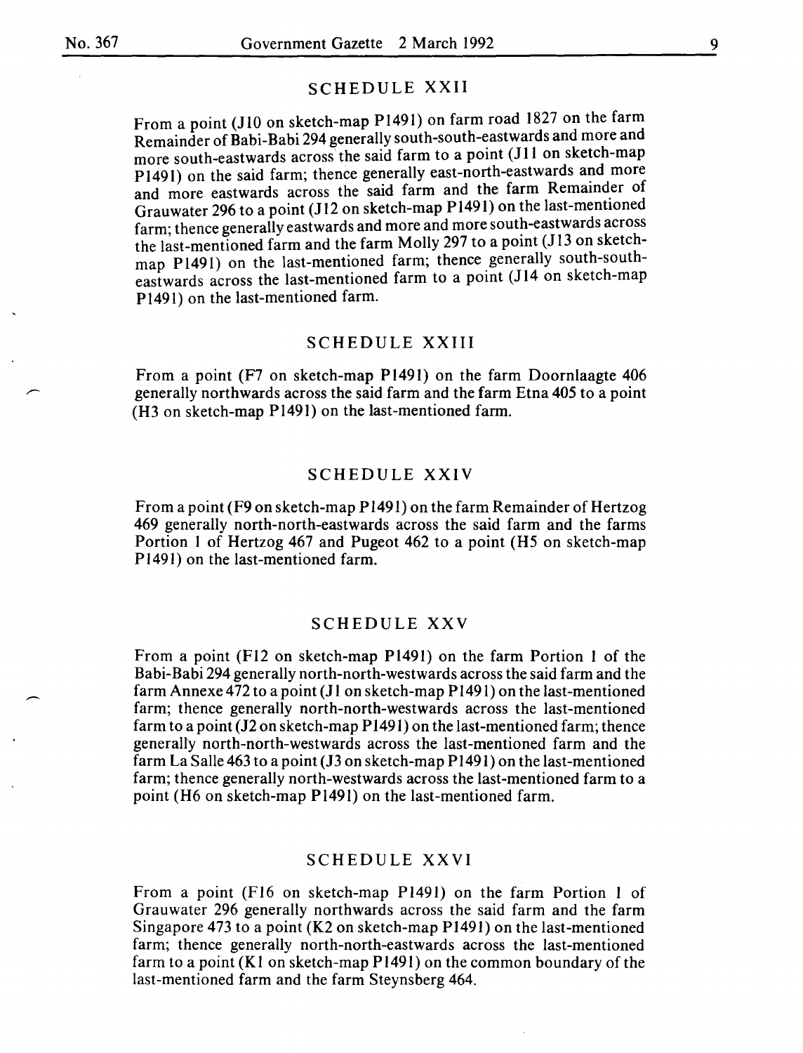## SCHEDULE XXII

From a point (J10 on sketch-map P1491) on farm road 1827 on the farm Remainder of Babi-Babi 294 generally south-south-eastwards and more and more south-eastwards across the said farm to a point (J11 on sketch-map P1491) on the said farm; thence generally east-north-eastwards and more and more eastwards across the said farm and the farm Remainder of Grauwater 296 to a point (J12 on sketch-map P1491) on the last-mentioned farm; thence generally eastwards and more and more south-eastwards across the last-mentioned farm and the farm Molly 297 to a point (J13 on sketch-map P1491) on the last-mentioned farm; thence generally south-south-eastwards across the last-mentioned farm to a point (J14 on sketch-map P1491) on the last-mentioned farm.

## SCHEDULE XXIII

From a point (F7 on sketch-map P1491) on the farm Doornlaagte 406 generally northwards across the said farm and the farm Etna 405 to a point (H3 on sketch-map P1491) on the last-mentioned farm.

## SCHEDULE XXIV

From a point (F9 on sketch-map P1491) on the farm Remainder of Hertzog 469 generally north-north-eastwards across the said farm and the farms Portion 1 of Hertzog 467 and Pugeot 462 to a point (H5 on sketch-map P1491) on the last-mentioned farm.

## SCHEDULE XXV

From a point (F12 on sketch-map P1491) on the farm Portion 1 of the Babi-Babi 294 generally north-north-westwards across the said farm and the farm Annexe 472 to a point (J1 on sketch-map P1491) on the last-mentioned farm; thence generally north-north-westwards across the last-mentioned farm to a point (J2 on sketch-map P1491) on the last-mentioned farm; thence generally north-north-westwards across the last-mentioned farm and the farm La Salle 463 to a point (J3 on sketch-map P1491) on the last-mentioned farm; thence generally north-westwards across the last-mentioned farm to a point (H6 on sketch-map P1491) on the last-mentioned farm.

## SCHEDULE XXVI

From a point (F16 on sketch-map P1491) on the farm Portion 1 of Grauwater 296 generally northwards across the said farm and the farm Singapore 473 to a point (K2 on sketch-map P1491) on the last-mentioned farm; thence generally north-north-eastwards across the last-mentioned farm to a point (K1 on sketch-map P1491) on the common boundary of the last-mentioned farm and the farm Steynsberg 464.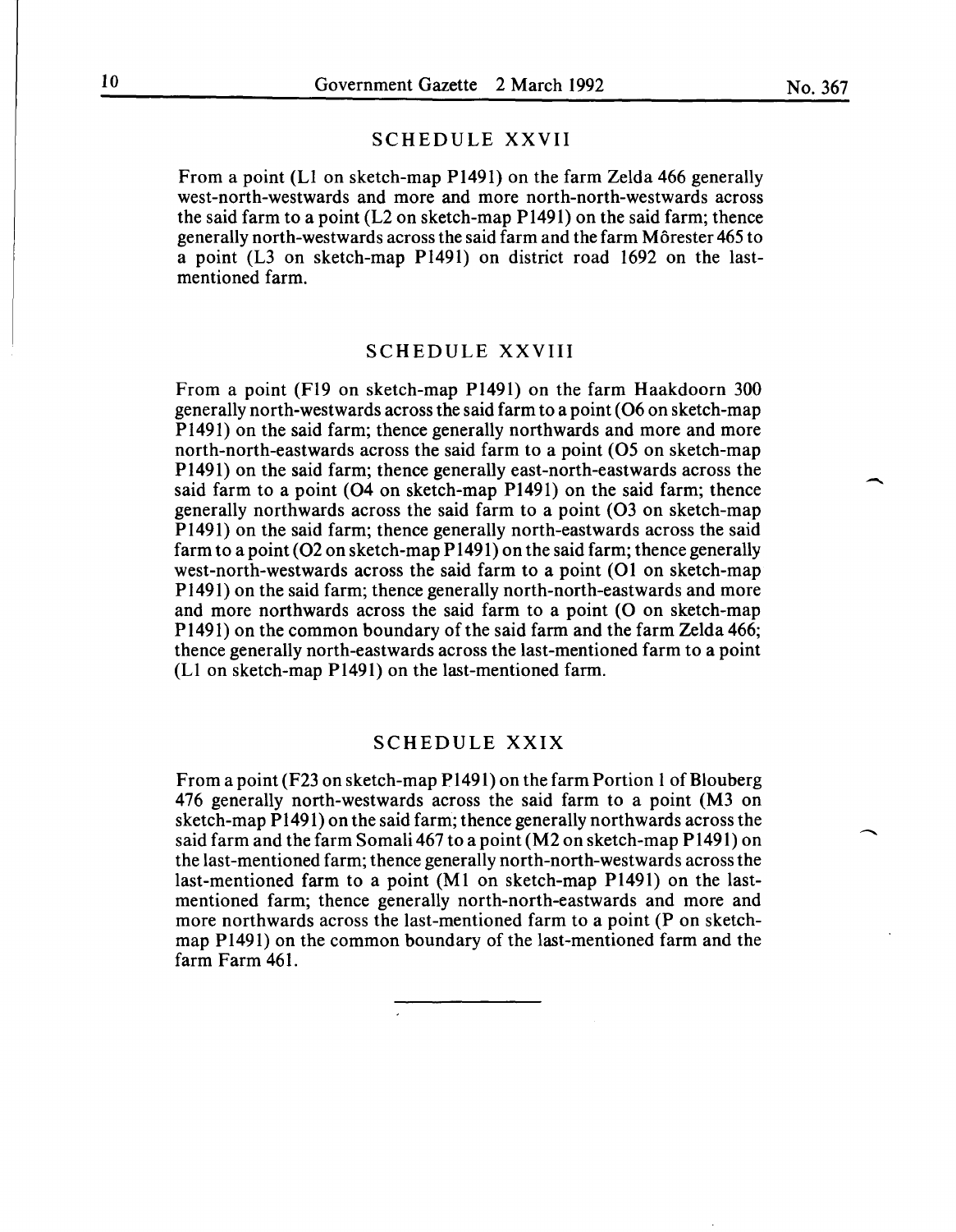## SCHEDULE XXVII

From a point (L1 on sketch-map P1491) on the farm Zelda 466 generally west-north-westwards and more and more north-north-westwards across the said farm to a point (L2 on sketch-map P1491) on the said farm; thence generally north-westwards across the said farm and the farm Môrester 465 to a point (L3 on sketch-map P1491) on district road 1692 on the last-mentioned farm.

## SCHEDULE XXVIII

From a point (F19 on sketch-map P1491) on the farm Haakdoorn 300 generally north-westwards across the said farm to a point (O6 on sketch-map P1491) on the said farm; thence generally northwards and more and more north-north-eastwards across the said farm to a point (O5 on sketch-map P1491) on the said farm; thence generally east-north-eastwards across the said farm to a point (O4 on sketch-map P1491) on the said farm; thence generally northwards across the said farm to a point (O3 on sketch-map P1491) on the said farm; thence generally north-eastwards across the said farm to a point (O2 on sketch-map P1491) on the said farm; thence generally west-north-westwards across the said farm to a point (O1 on sketch-map P1491) on the said farm; thence generally north-north-eastwards and more and more northwards across the said farm to a point (O on sketch-map P1491) on the common boundary of the said farm and the farm Zelda 466; thence generally north-eastwards across the last-mentioned farm to a point (L1 on sketch-map P1491) on the last-mentioned farm.

## SCHEDULE XXIX

From a point (F23 on sketch-map P1491) on the farm Portion 1 of Blouberg 476 generally north-westwards across the said farm to a point (M3 on sketch-map P1491) on the said farm; thence generally northwards across the said farm and the farm Somali 467 to a point (M2 on sketch-map P1491) on the last-mentioned farm; thence generally north-north-westwards across the last-mentioned farm to a point (M1 on sketch-map P1491) on the last-mentioned farm; thence generally north-north-eastwards and more and more northwards across the last-mentioned farm to a point (P on sketch-map P1491) on the common boundary of the last-mentioned farm and the farm Farm 461.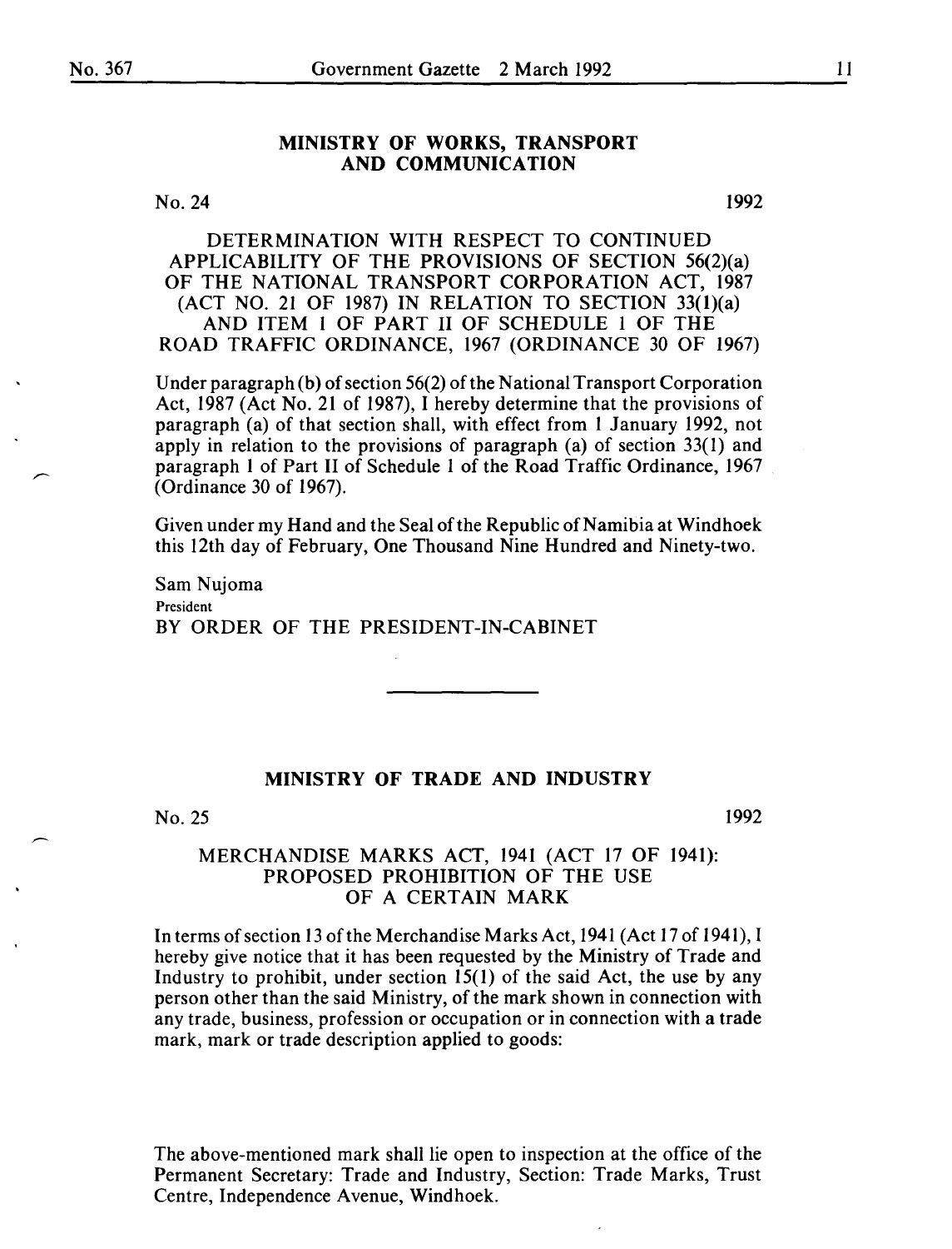## MINISTRY OF WORKS, TRANSPORT AND COMMUNICATION

No. 24 1992

### DETERMINATION WITH RESPECT TO CONTINUED APPLICABILITY OF THE PROVISIONS OF SECTION 56(2)(a) OF THE NATIONAL TRANSPORT CORPORATION ACT, 1987 (ACT NO. 21 OF 1987) IN RELATION TO SECTION 33(1)(a) AND ITEM 1 OF PART II OF SCHEDULE 1 OF THE ROAD TRAFFIC ORDINANCE, 1967 (ORDINANCE 30 OF 1967)

Under paragraph (b) of section 56(2) of the National Transport Corporation Act, 1987 (Act No. 21 of 1987), I hereby determine that the provisions of paragraph (a) of that section shall, with effect from 1 January 1992, not apply in relation to the provisions of paragraph (a) of section 33(1) and paragraph 1 of Part II of Schedule 1 of the Road Traffic Ordinance, 1967 (Ordinance 30 of 1967).

Given under my Hand and the Seal of the Republic of Namibia at Windhoek this 12th day of February, One Thousand Nine Hundred and Ninety-two.

Sam Nujoma
President
BY ORDER OF THE PRESIDENT-IN-CABINET

---

## MINISTRY OF TRADE AND INDUSTRY

No. 25 1992

### MERCHANDISE MARKS ACT, 1941 (ACT 17 OF 1941): PROPOSED PROHIBITION OF THE USE OF A CERTAIN MARK

In terms of section 13 of the Merchandise Marks Act, 1941 (Act 17 of 1941), I hereby give notice that it has been requested by the Ministry of Trade and Industry to prohibit, under section 15(1) of the said Act, the use by any person other than the said Ministry, of the mark shown in connection with any trade, business, profession or occupation or in connection with a trade mark, mark or trade description applied to goods:

The above-mentioned mark shall lie open to inspection at the office of the Permanent Secretary: Trade and Industry, Section: Trade Marks, Trust Centre, Independence Avenue, Windhoek.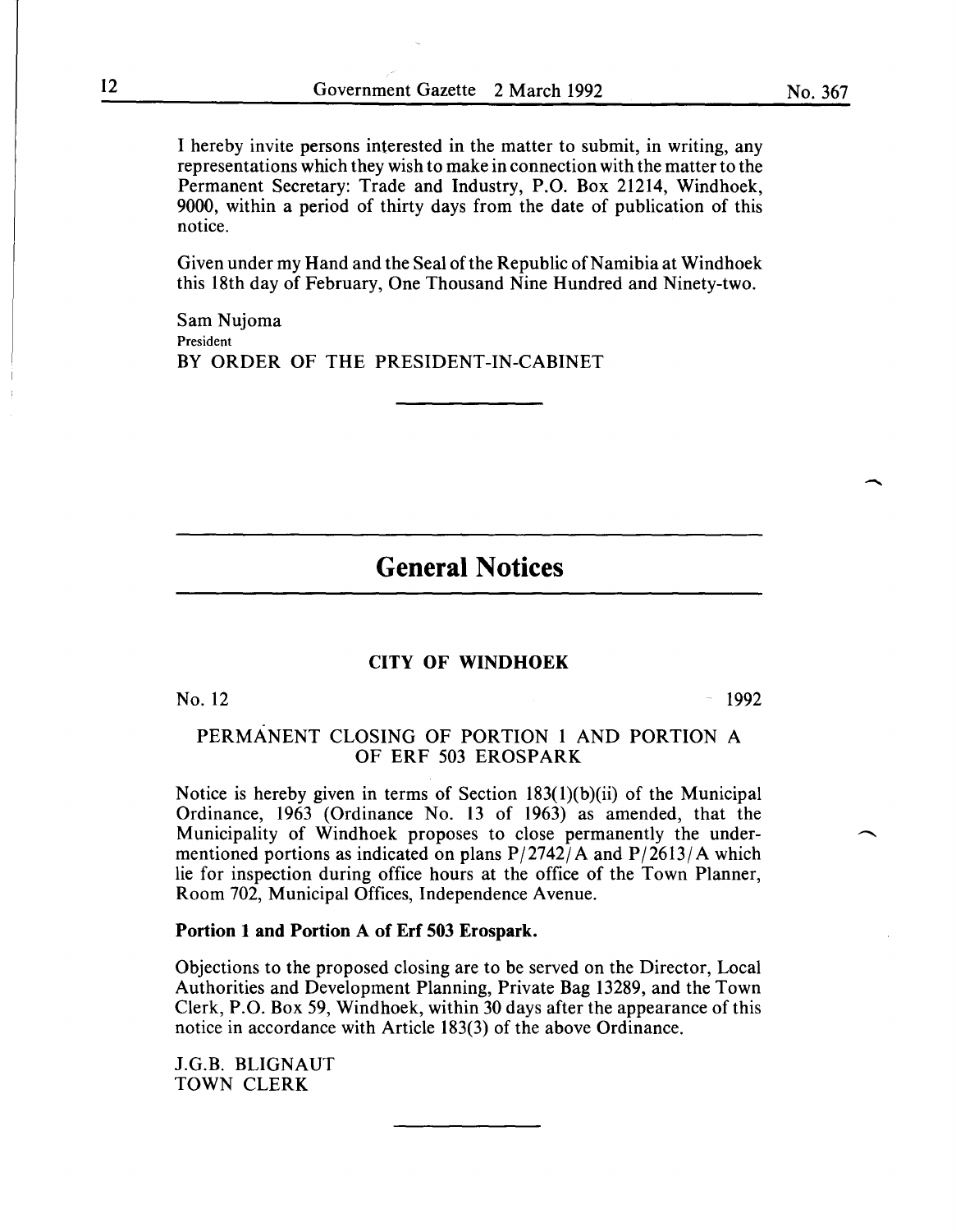I hereby invite persons interested in the matter to submit, in writing, any representations which they wish to make in connection with the matter to the Permanent Secretary: Trade and Industry, P.O. Box 21214, Windhoek, 9000, within a period of thirty days from the date of publication of this notice.

Given under my Hand and the Seal of the Republic of Namibia at Windhoek this 18th day of February, One Thousand Nine Hundred and Ninety-two.

Sam Nujoma
President
BY ORDER OF THE PRESIDENT-IN-CABINET

---

# General Notices

---

### CITY OF WINDHOEK

No. 12 1992

### PERMANENT CLOSING OF PORTION 1 AND PORTION A OF ERF 503 EROSPARK

Notice is hereby given in terms of Section 183(1)(b)(ii) of the Municipal Ordinance, 1963 (Ordinance No. 13 of 1963) as amended, that the Municipality of Windhoek proposes to close permanently the undermentioned portions as indicated on plans P/2742/A and P/2613/A which lie for inspection during office hours at the office of the Town Planner, Room 702, Municipal Offices, Independence Avenue.

**Portion 1 and Portion A of Erf 503 Erospark.**

Objections to the proposed closing are to be served on the Director, Local Authorities and Development Planning, Private Bag 13289, and the Town Clerk, P.O. Box 59, Windhoek, within 30 days after the appearance of this notice in accordance with Article 183(3) of the above Ordinance.

J.G.B. BLIGNAUT
TOWN CLERK

---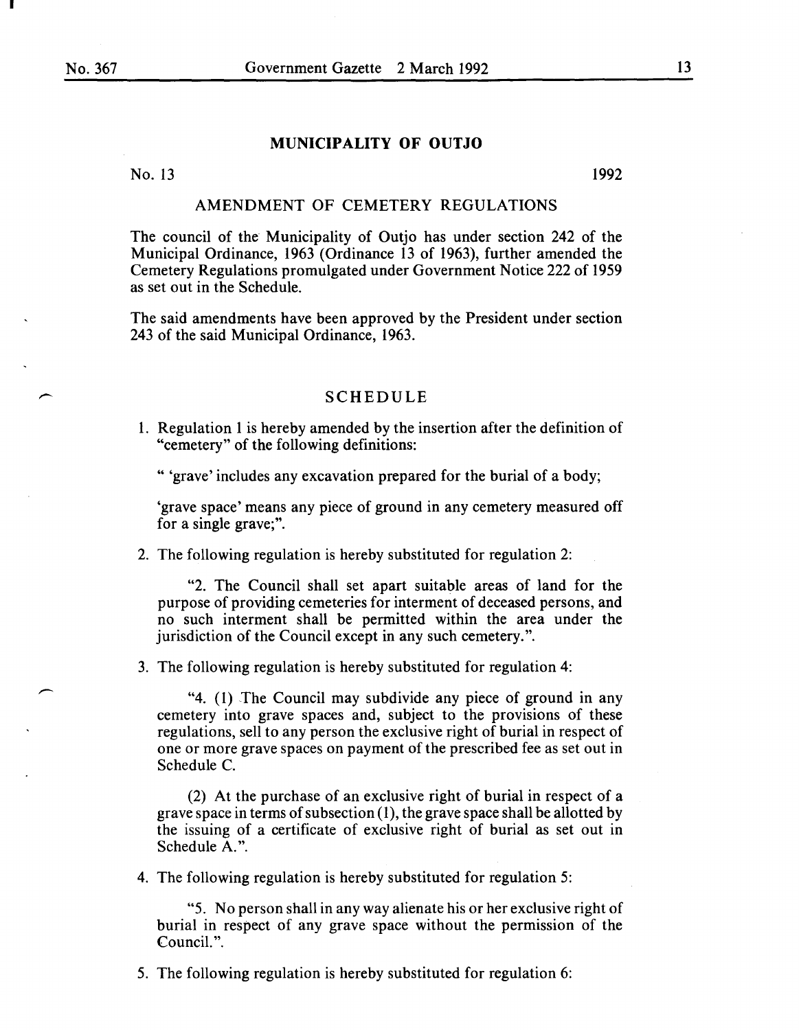## MUNICIPALITY OF OUTJO

No. 13 1992

### AMENDMENT OF CEMETERY REGULATIONS

The council of the Municipality of Outjo has under section 242 of the Municipal Ordinance, 1963 (Ordinance 13 of 1963), further amended the Cemetery Regulations promulgated under Government Notice 222 of 1959 as set out in the Schedule.

The said amendments have been approved by the President under section 243 of the said Municipal Ordinance, 1963.

### SCHEDULE

1. Regulation 1 is hereby amended by the insertion after the definition of "cemetery" of the following definitions:

" 'grave' includes any excavation prepared for the burial of a body;

'grave space' means any piece of ground in any cemetery measured off for a single grave;".

2. The following regulation is hereby substituted for regulation 2:

"2. The Council shall set apart suitable areas of land for the purpose of providing cemeteries for interment of deceased persons, and no such interment shall be permitted within the area under the jurisdiction of the Council except in any such cemetery.".

3. The following regulation is hereby substituted for regulation 4:

"4. (1) The Council may subdivide any piece of ground in any cemetery into grave spaces and, subject to the provisions of these regulations, sell to any person the exclusive right of burial in respect of one or more grave spaces on payment of the prescribed fee as set out in Schedule C.

(2) At the purchase of an exclusive right of burial in respect of a grave space in terms of subsection (1), the grave space shall be allotted by the issuing of a certificate of exclusive right of burial as set out in Schedule A.".

4. The following regulation is hereby substituted for regulation 5:

"5. No person shall in any way alienate his or her exclusive right of burial in respect of any grave space without the permission of the Council.".

5. The following regulation is hereby substituted for regulation 6: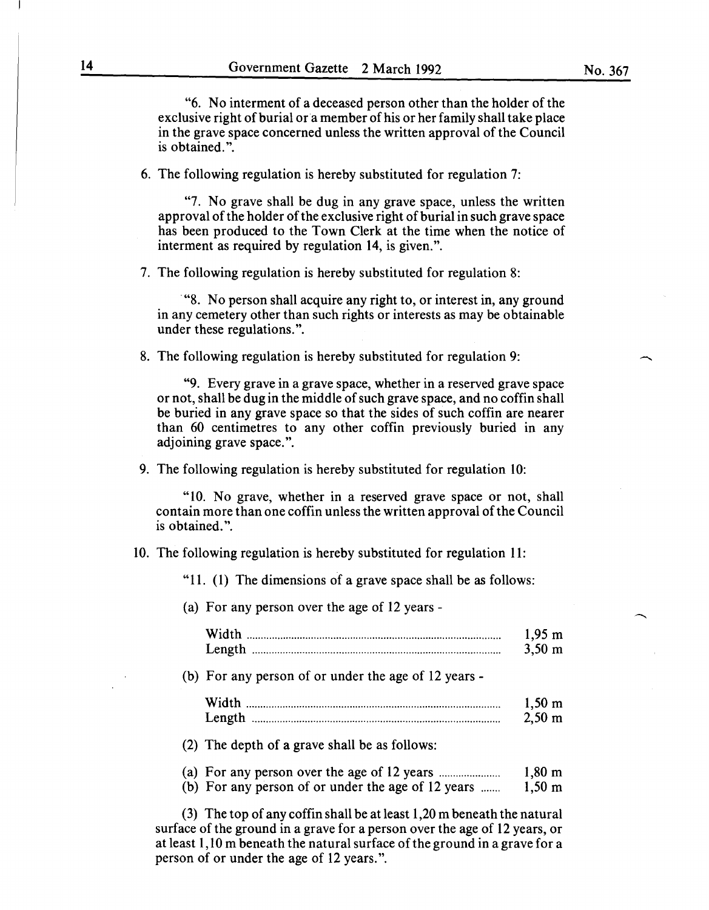"6. No interment of a deceased person other than the holder of the exclusive right of burial or a member of his or her family shall take place in the grave space concerned unless the written approval of the Council is obtained.".

6. The following regulation is hereby substituted for regulation 7:

"7. No grave shall be dug in any grave space, unless the written approval of the holder of the exclusive right of burial in such grave space has been produced to the Town Clerk at the time when the notice of interment as required by regulation 14, is given.".

7. The following regulation is hereby substituted for regulation 8:

"8. No person shall acquire any right to, or interest in, any ground in any cemetery other than such rights or interests as may be obtainable under these regulations.".

8. The following regulation is hereby substituted for regulation 9:

"9. Every grave in a grave space, whether in a reserved grave space or not, shall be dug in the middle of such grave space, and no coffin shall be buried in any grave space so that the sides of such coffin are nearer than 60 centimetres to any other coffin previously buried in any adjoining grave space.".

9. The following regulation is hereby substituted for regulation 10:

"10. No grave, whether in a reserved grave space or not, shall contain more than one coffin unless the written approval of the Council is obtained.".

10. The following regulation is hereby substituted for regulation 11:

"11. (1) The dimensions of a grave space shall be as follows:

(a) For any person over the age of 12 years -

| | |
|---|---|
| Width | 1,95 m |
| Length | 3,50 m |

(b) For any person of or under the age of 12 years -

| | |
|---|---|
| Width | 1,50 m |
| Length | 2,50 m |

(2) The depth of a grave shall be as follows:

| | |
|---|---|
| (a) For any person over the age of 12 years | 1,80 m |
| (b) For any person of or under the age of 12 years | 1,50 m |

(3) The top of any coffin shall be at least 1,20 m beneath the natural surface of the ground in a grave for a person over the age of 12 years, or at least 1,10 m beneath the natural surface of the ground in a grave for a person of or under the age of 12 years.".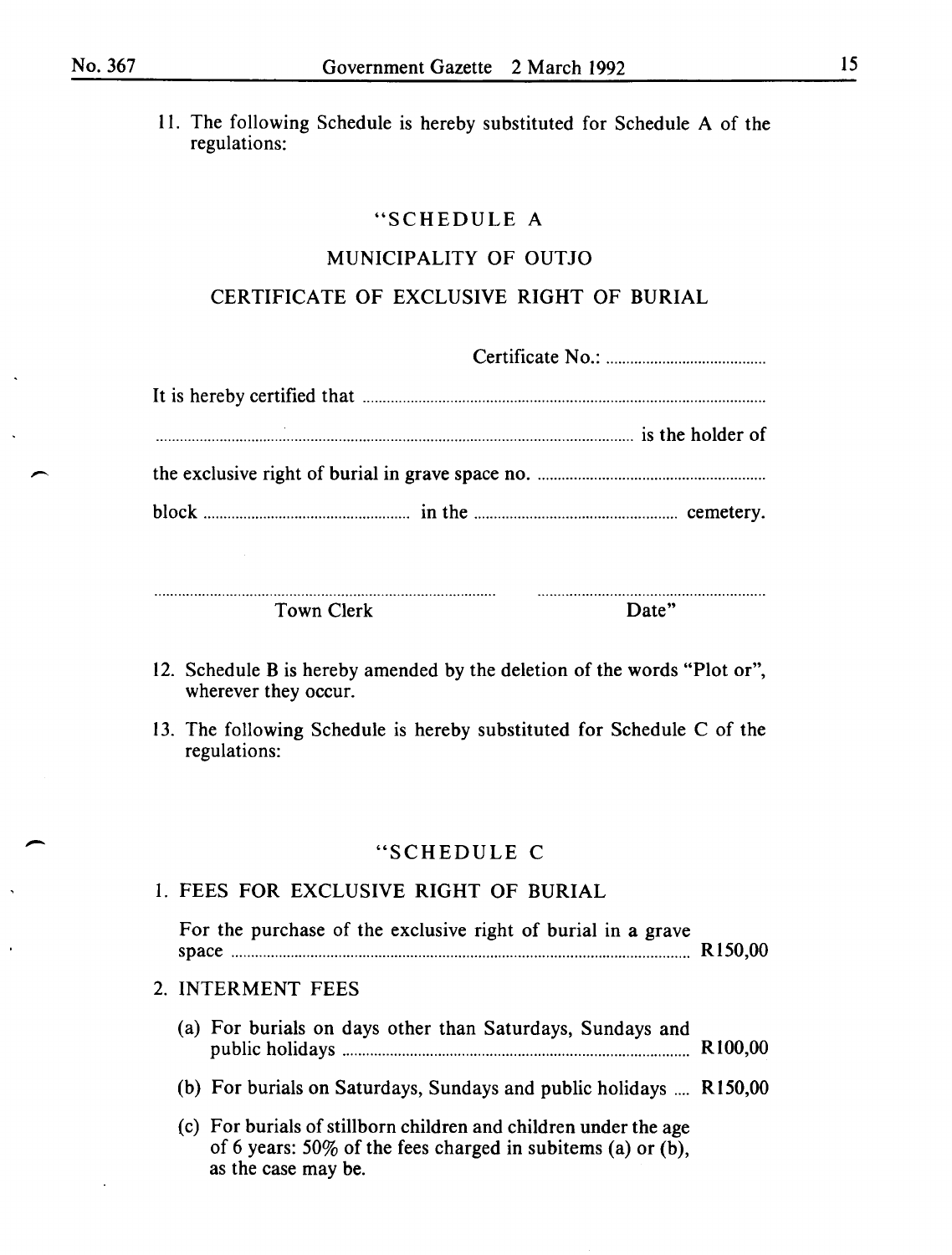11. The following Schedule is hereby substituted for Schedule A of the regulations:

"SCHEDULE A

MUNICIPALITY OF OUTJO

CERTIFICATE OF EXCLUSIVE RIGHT OF BURIAL

Certificate No.: ........................................

It is hereby certified that ....................................................................................................

........................................................................................................................ is the holder of

the exclusive right of burial in grave space no. ........................................................

block .................................................... in the .................................................. cemetery.

.......................................................................................... ..........................................................

Town Clerk Date"

12. Schedule B is hereby amended by the deletion of the words "Plot or", wherever they occur.

13. The following Schedule is hereby substituted for Schedule C of the regulations:

"SCHEDULE C

1. FEES FOR EXCLUSIVE RIGHT OF BURIAL

   For the purchase of the exclusive right of burial in a grave space .................................................................................................. R150,00

2. INTERMENT FEES

   (a) For burials on days other than Saturdays, Sundays and public holidays ...................................................................................... R100,00

   (b) For burials on Saturdays, Sundays and public holidays .... R150,00

   (c) For burials of stillborn children and children under the age of 6 years: 50% of the fees charged in subitems (a) or (b), as the case may be.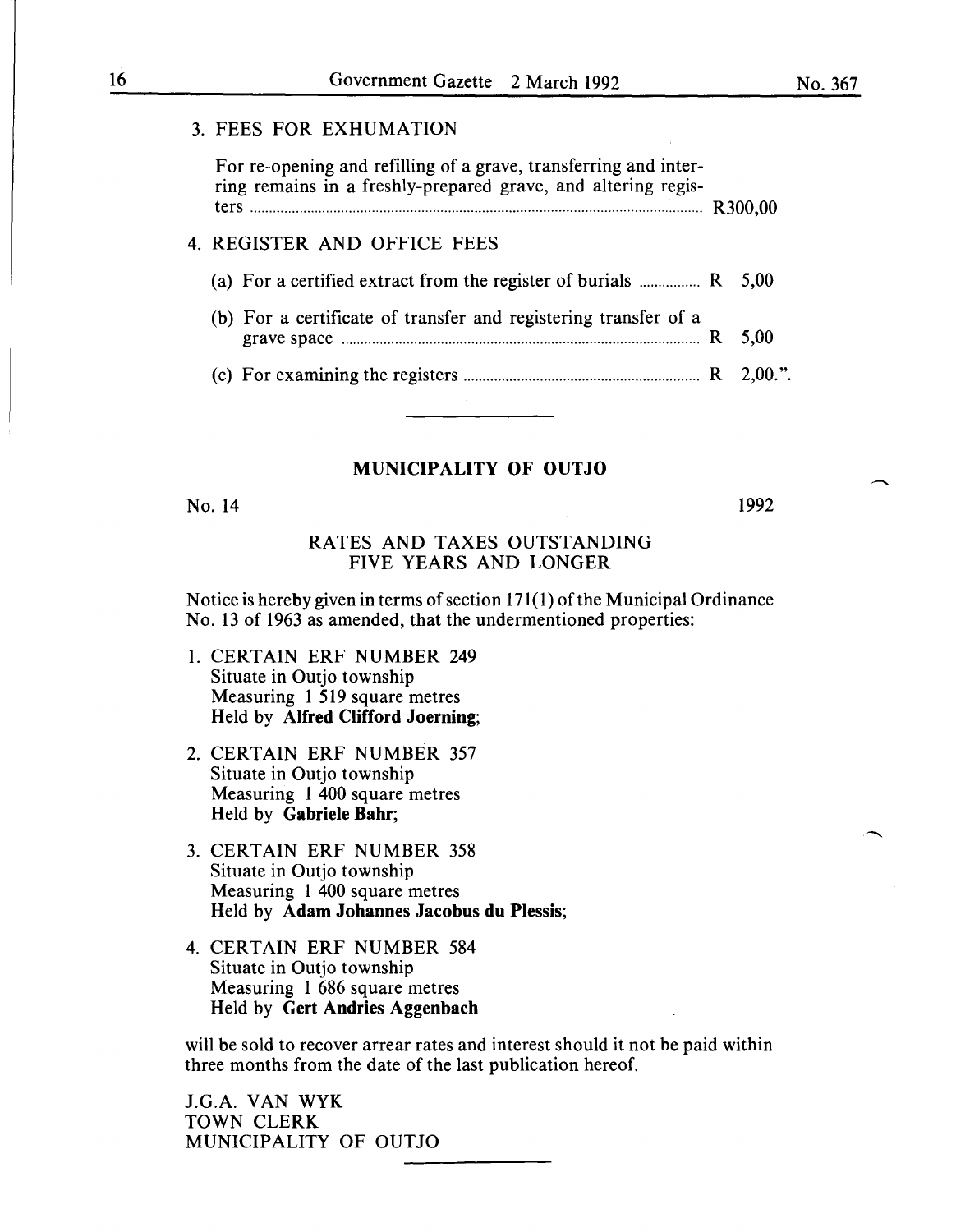3. FEES FOR EXHUMATION

For re-opening and refilling of a grave, transferring and interring remains in a freshly-prepared grave, and altering registers ........ R300,00

4. REGISTER AND OFFICE FEES

(a) For a certified extract from the register of burials ........ R 5,00

(b) For a certificate of transfer and registering transfer of a grave space ........ R 5,00

(c) For examining the registers ........ R 2,00.".

---

**MUNICIPALITY OF OUTJO**

No. 14 1992

RATES AND TAXES OUTSTANDING FIVE YEARS AND LONGER

Notice is hereby given in terms of section 171(1) of the Municipal Ordinance No. 13 of 1963 as amended, that the undermentioned properties:

1. CERTAIN ERF NUMBER 249
   Situate in Outjo township
   Measuring 1 519 square metres
   Held by **Alfred Clifford Joerning**;

2. CERTAIN ERF NUMBER 357
   Situate in Outjo township
   Measuring 1 400 square metres
   Held by **Gabriele Bahr**;

3. CERTAIN ERF NUMBER 358
   Situate in Outjo township
   Measuring 1 400 square metres
   Held by **Adam Johannes Jacobus du Plessis**;

4. CERTAIN ERF NUMBER 584
   Situate in Outjo township
   Measuring 1 686 square metres
   Held by **Gert Andries Aggenbach**

will be sold to recover arrear rates and interest should it not be paid within three months from the date of the last publication hereof.

J.G.A. VAN WYK
TOWN CLERK
MUNICIPALITY OF OUTJO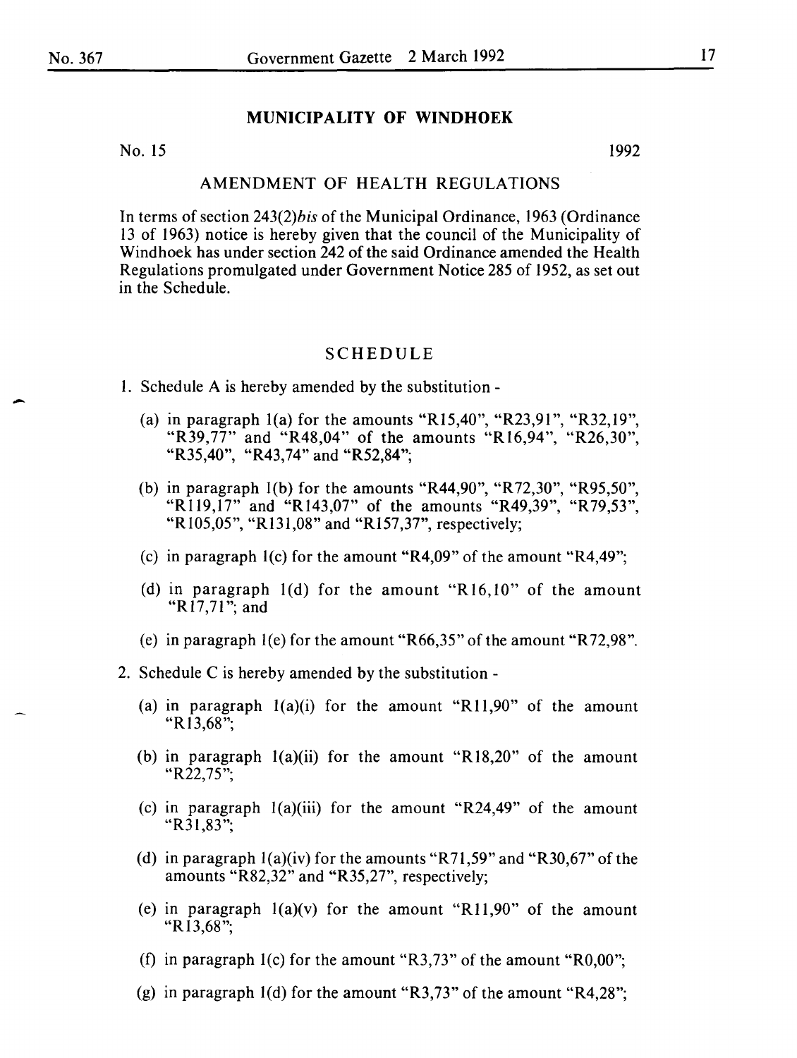## MUNICIPALITY OF WINDHOEK

No. 15 1992

### AMENDMENT OF HEALTH REGULATIONS

In terms of section 243(2)*bis* of the Municipal Ordinance, 1963 (Ordinance 13 of 1963) notice is hereby given that the council of the Municipality of Windhoek has under section 242 of the said Ordinance amended the Health Regulations promulgated under Government Notice 285 of 1952, as set out in the Schedule.

### SCHEDULE

1. Schedule A is hereby amended by the substitution -

   (a) in paragraph 1(a) for the amounts "R15,40", "R23,91", "R32,19", "R39,77" and "R48,04" of the amounts "R16,94", "R26,30", "R35,40", "R43,74" and "R52,84";

   (b) in paragraph 1(b) for the amounts "R44,90", "R72,30", "R95,50", "R119,17" and "R143,07" of the amounts "R49,39", "R79,53", "R105,05", "R131,08" and "R157,37", respectively;

   (c) in paragraph 1(c) for the amount "R4,09" of the amount "R4,49";

   (d) in paragraph 1(d) for the amount "R16,10" of the amount "R17,71"; and

   (e) in paragraph 1(e) for the amount "R66,35" of the amount "R72,98".

2. Schedule C is hereby amended by the substitution -

   (a) in paragraph 1(a)(i) for the amount "R11,90" of the amount "R13,68";

   (b) in paragraph 1(a)(ii) for the amount "R18,20" of the amount "R22,75";

   (c) in paragraph 1(a)(iii) for the amount "R24,49" of the amount "R31,83";

   (d) in paragraph 1(a)(iv) for the amounts "R71,59" and "R30,67" of the amounts "R82,32" and "R35,27", respectively;

   (e) in paragraph 1(a)(v) for the amount "R11,90" of the amount "R13,68";

   (f) in paragraph 1(c) for the amount "R3,73" of the amount "R0,00";

   (g) in paragraph 1(d) for the amount "R3,73" of the amount "R4,28";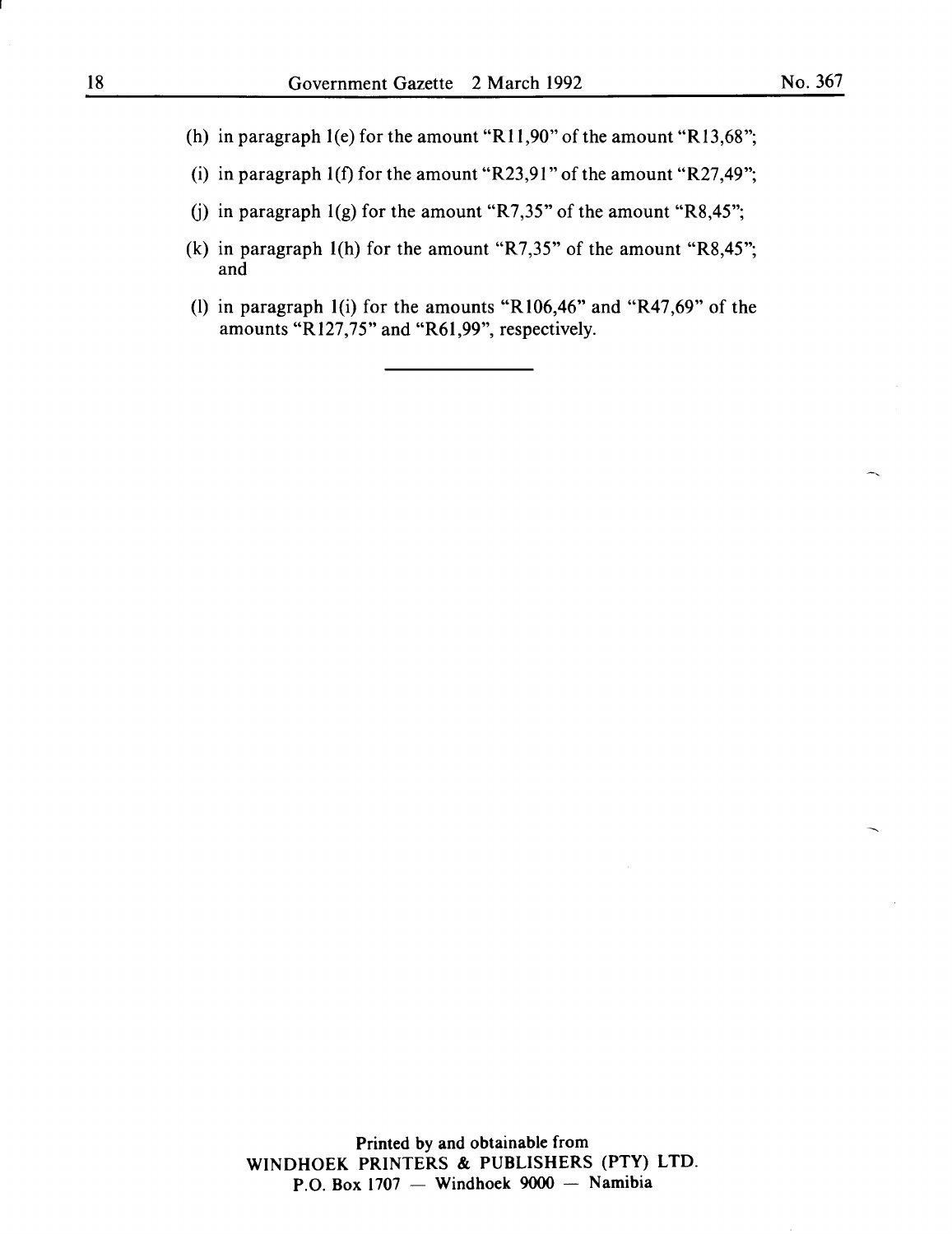(h) in paragraph 1(e) for the amount "R11,90" of the amount "R13,68";

(i) in paragraph 1(f) for the amount "R23,91" of the amount "R27,49";

(j) in paragraph 1(g) for the amount "R7,35" of the amount "R8,45";

(k) in paragraph 1(h) for the amount "R7,35" of the amount "R8,45"; and

(l) in paragraph 1(i) for the amounts "R106,46" and "R47,69" of the amounts "R127,75" and "R61,99", respectively.

---

Printed by and obtainable from
WINDHOEK PRINTERS & PUBLISHERS (PTY) LTD.
P.O. Box 1707 — Windhoek 9000 — Namibia